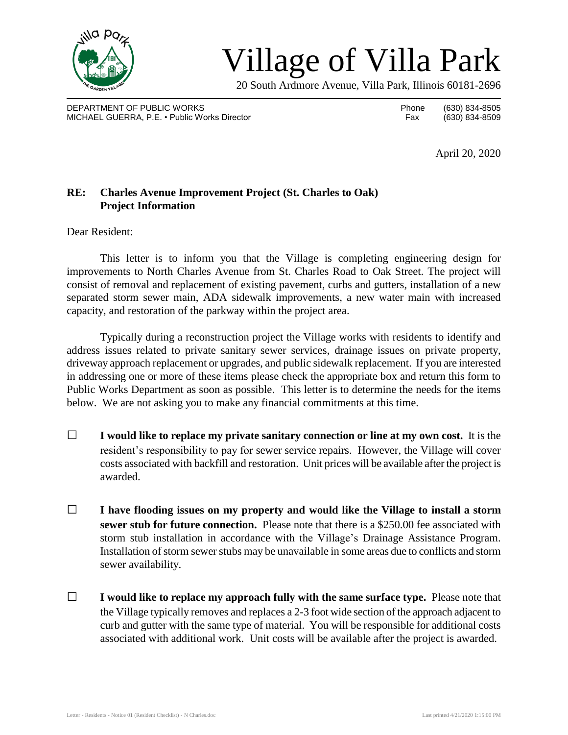# Village of Villa Park

20 South Ardmore Avenue, Villa Park, Illinois 60181-2696

DEPARTMENT OF PUBLIC WORKS
MICHAEL GUERRA, P.E. • Public Works Director

Phone (630) 834-8505
Fax (630) 834-8509

April 20, 2020

**RE: Charles Avenue Improvement Project (St. Charles to Oak)**
**Project Information**

Dear Resident:

This letter is to inform you that the Village is completing engineering design for improvements to North Charles Avenue from St. Charles Road to Oak Street. The project will consist of removal and replacement of existing pavement, curbs and gutters, installation of a new separated storm sewer main, ADA sidewalk improvements, a new water main with increased capacity, and restoration of the parkway within the project area.

Typically during a reconstruction project the Village works with residents to identify and address issues related to private sanitary sewer services, drainage issues on private property, driveway approach replacement or upgrades, and public sidewalk replacement. If you are interested in addressing one or more of these items please check the appropriate box and return this form to Public Works Department as soon as possible. This letter is to determine the needs for the items below. We are not asking you to make any financial commitments at this time.

☐ **I would like to replace my private sanitary connection or line at my own cost.** It is the resident's responsibility to pay for sewer service repairs. However, the Village will cover costs associated with backfill and restoration. Unit prices will be available after the project is awarded.

☐ **I have flooding issues on my property and would like the Village to install a storm sewer stub for future connection.** Please note that there is a $250.00 fee associated with storm stub installation in accordance with the Village's Drainage Assistance Program. Installation of storm sewer stubs may be unavailable in some areas due to conflicts and storm sewer availability.

☐ **I would like to replace my approach fully with the same surface type.** Please note that the Village typically removes and replaces a 2-3 foot wide section of the approach adjacent to curb and gutter with the same type of material. You will be responsible for additional costs associated with additional work. Unit costs will be available after the project is awarded.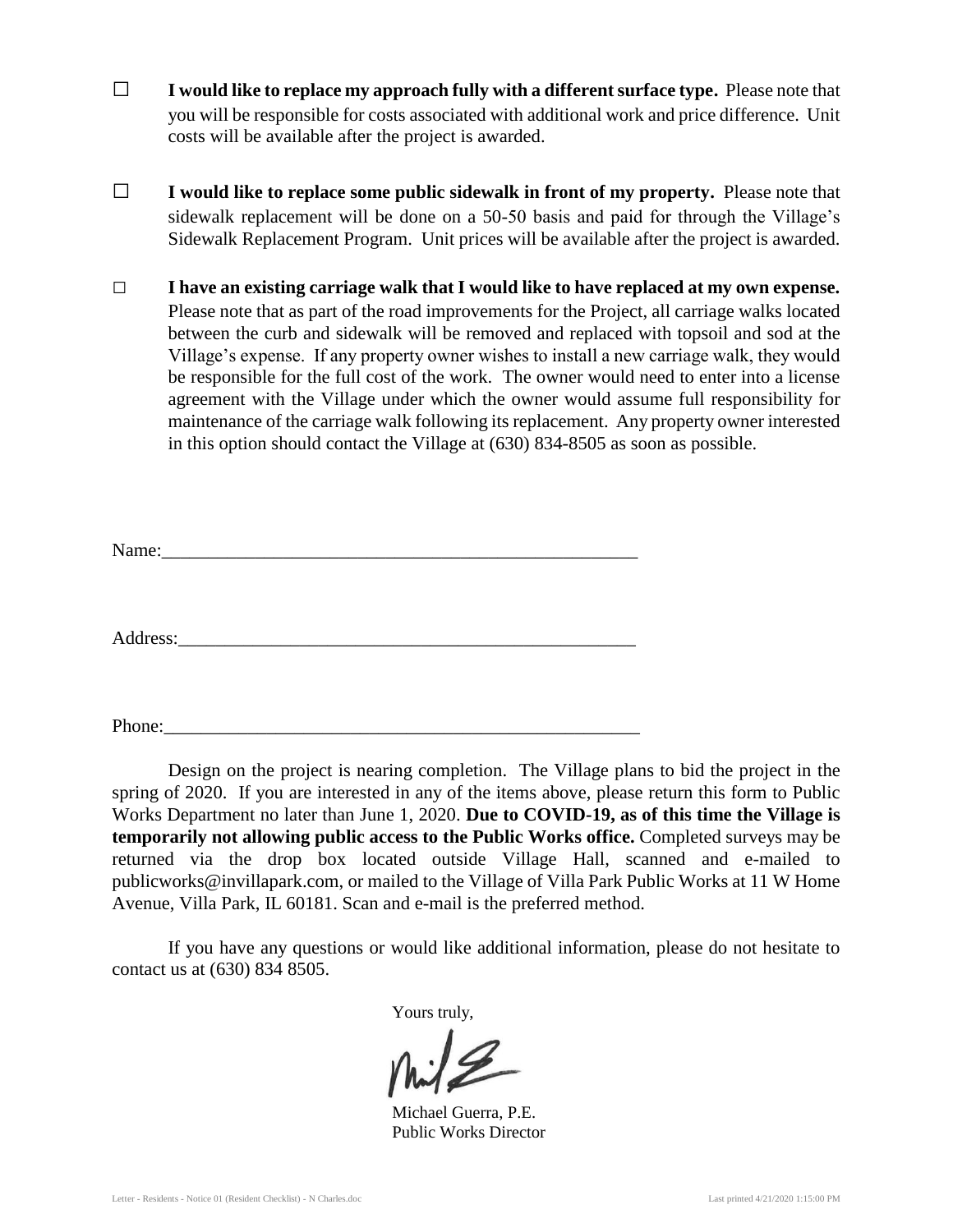☐ **I would like to replace my approach fully with a different surface type.** Please note that you will be responsible for costs associated with additional work and price difference. Unit costs will be available after the project is awarded.

☐ **I would like to replace some public sidewalk in front of my property.** Please note that sidewalk replacement will be done on a 50-50 basis and paid for through the Village's Sidewalk Replacement Program. Unit prices will be available after the project is awarded.

☐ **I have an existing carriage walk that I would like to have replaced at my own expense.** Please note that as part of the road improvements for the Project, all carriage walks located between the curb and sidewalk will be removed and replaced with topsoil and sod at the Village's expense. If any property owner wishes to install a new carriage walk, they would be responsible for the full cost of the work. The owner would need to enter into a license agreement with the Village under which the owner would assume full responsibility for maintenance of the carriage walk following its replacement. Any property owner interested in this option should contact the Village at (630) 834-8505 as soon as possible.

Name:_____________________________________________________

Address:___________________________________________________

Phone:_____________________________________________________

Design on the project is nearing completion. The Village plans to bid the project in the spring of 2020. If you are interested in any of the items above, please return this form to Public Works Department no later than June 1, 2020. **Due to COVID-19, as of this time the Village is temporarily not allowing public access to the Public Works office.** Completed surveys may be returned via the drop box located outside Village Hall, scanned and e-mailed to publicworks@invillapark.com, or mailed to the Village of Villa Park Public Works at 11 W Home Avenue, Villa Park, IL 60181. Scan and e-mail is the preferred method.

If you have any questions or would like additional information, please do not hesitate to contact us at (630) 834 8505.

Yours truly,

Michael Guerra, P.E.
Public Works Director

Letter - Residents - Notice 01 (Resident Checklist) - N Charles.doc Last printed 4/21/2020 1:15:00 PM